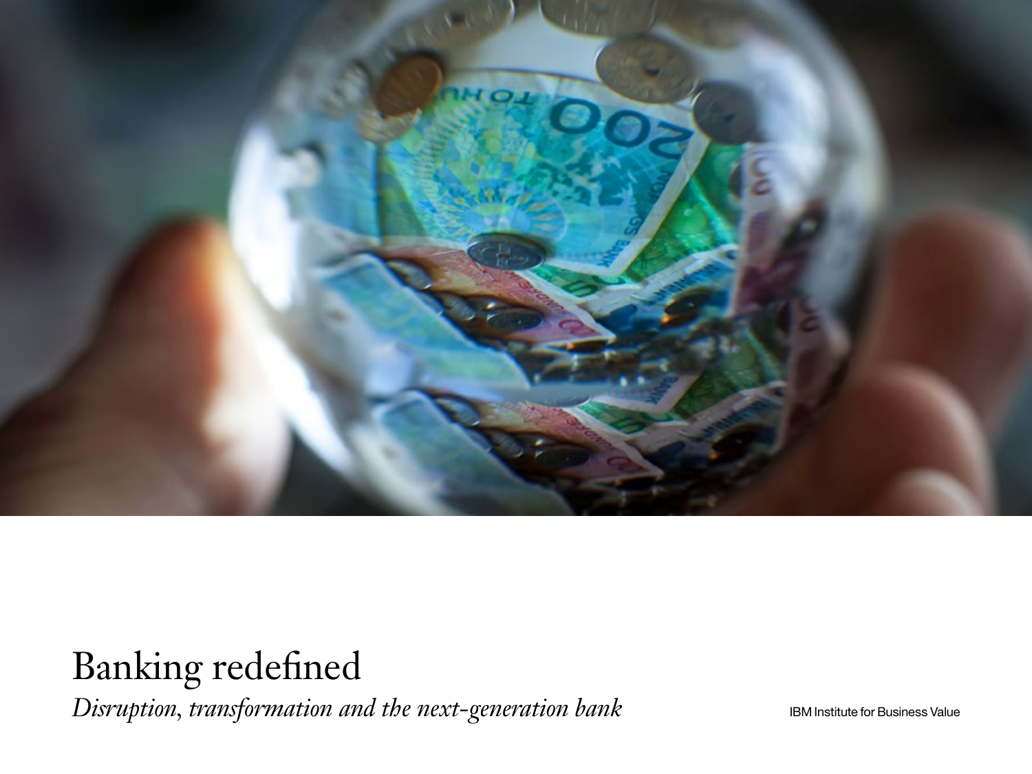# Banking redefined

*Disruption, transformation and the next-generation bank*

IBM Institute for Business Value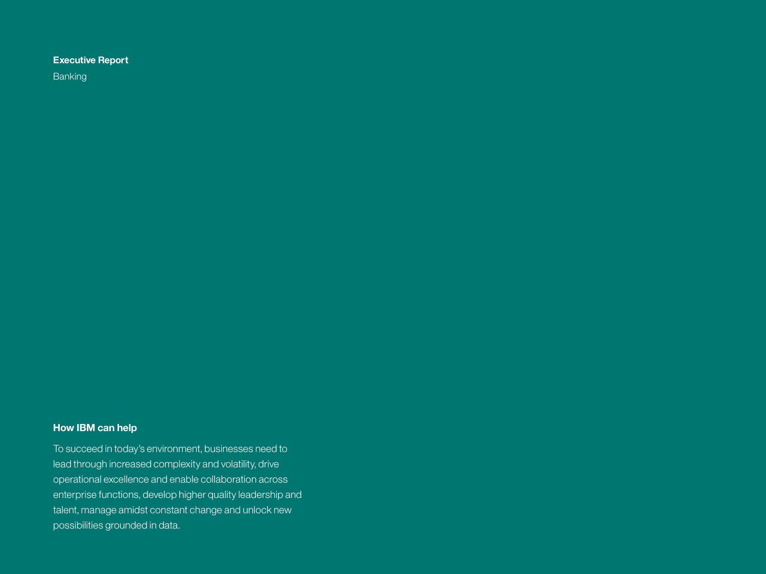**Executive Report**

Banking

## How IBM can help

To succeed in today's environment, businesses need to lead through increased complexity and volatility, drive operational excellence and enable collaboration across enterprise functions, develop higher quality leadership and talent, manage amidst constant change and unlock new possibilities grounded in data.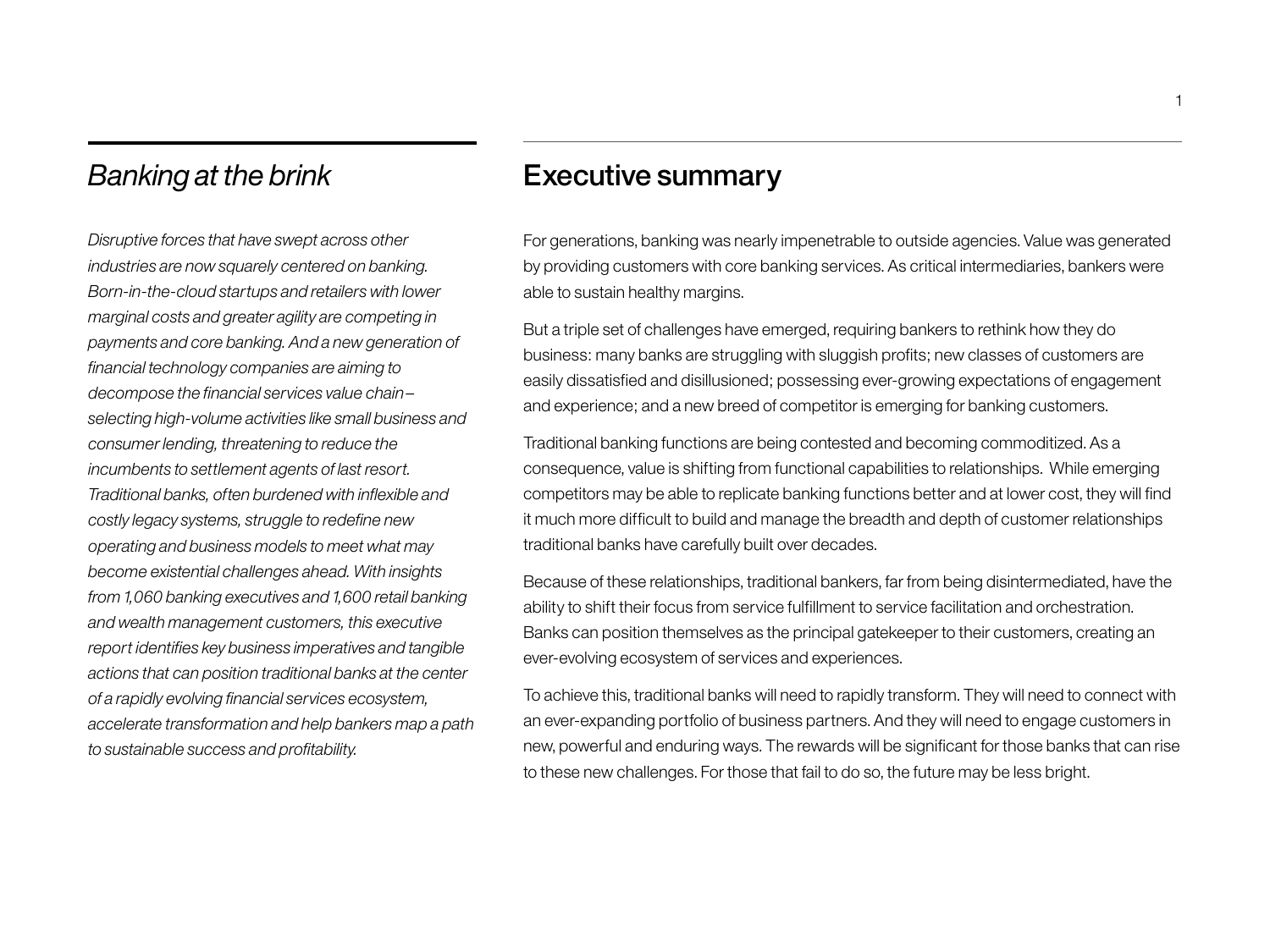## *Banking at the brink*

*Disruptive forces that have swept across other industries are now squarely centered on banking. Born-in-the-cloud startups and retailers with lower marginal costs and greater agility are competing in payments and core banking. And a new generation of financial technology companies are aiming to decompose the financial services value chain–selecting high-volume activities like small business and consumer lending, threatening to reduce the incumbents to settlement agents of last resort. Traditional banks, often burdened with inflexible and costly legacy systems, struggle to redefine new operating and business models to meet what may become existential challenges ahead. With insights from 1,060 banking executives and 1,600 retail banking and wealth management customers, this executive report identifies key business imperatives and tangible actions that can position traditional banks at the center of a rapidly evolving financial services ecosystem, accelerate transformation and help bankers map a path to sustainable success and profitability.*

## Executive summary

For generations, banking was nearly impenetrable to outside agencies. Value was generated by providing customers with core banking services. As critical intermediaries, bankers were able to sustain healthy margins.

But a triple set of challenges have emerged, requiring bankers to rethink how they do business: many banks are struggling with sluggish profits; new classes of customers are easily dissatisfied and disillusioned; possessing ever-growing expectations of engagement and experience; and a new breed of competitor is emerging for banking customers.

Traditional banking functions are being contested and becoming commoditized. As a consequence, value is shifting from functional capabilities to relationships. While emerging competitors may be able to replicate banking functions better and at lower cost, they will find it much more difficult to build and manage the breadth and depth of customer relationships traditional banks have carefully built over decades.

Because of these relationships, traditional bankers, far from being disintermediated, have the ability to shift their focus from service fulfillment to service facilitation and orchestration. Banks can position themselves as the principal gatekeeper to their customers, creating an ever-evolving ecosystem of services and experiences.

To achieve this, traditional banks will need to rapidly transform. They will need to connect with an ever-expanding portfolio of business partners. And they will need to engage customers in new, powerful and enduring ways. The rewards will be significant for those banks that can rise to these new challenges. For those that fail to do so, the future may be less bright.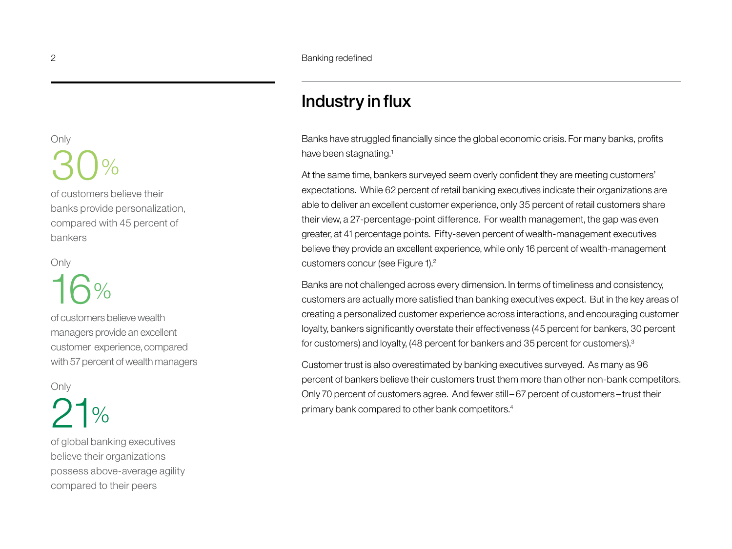Only

30%

of customers believe their banks provide personalization, compared with 45 percent of bankers

Only

16%

of customers believe wealth managers provide an excellent customer experience, compared with 57 percent of wealth managers

Only

21%

of global banking executives believe their organizations possess above-average agility compared to their peers

## Industry in flux

Banks have struggled financially since the global economic crisis. For many banks, profits have been stagnating.[1]

At the same time, bankers surveyed seem overly confident they are meeting customers' expectations. While 62 percent of retail banking executives indicate their organizations are able to deliver an excellent customer experience, only 35 percent of retail customers share their view, a 27-percentage-point difference. For wealth management, the gap was even greater, at 41 percentage points. Fifty-seven percent of wealth-management executives believe they provide an excellent experience, while only 16 percent of wealth-management customers concur (see Figure 1).[2]

Banks are not challenged across every dimension. In terms of timeliness and consistency, customers are actually more satisfied than banking executives expect. But in the key areas of creating a personalized customer experience across interactions, and encouraging customer loyalty, bankers significantly overstate their effectiveness (45 percent for bankers, 30 percent for customers) and loyalty, (48 percent for bankers and 35 percent for customers).[3]

Customer trust is also overestimated by banking executives surveyed. As many as 96 percent of bankers believe their customers trust them more than other non-bank competitors. Only 70 percent of customers agree. And fewer still – 67 percent of customers – trust their primary bank compared to other bank competitors.[4]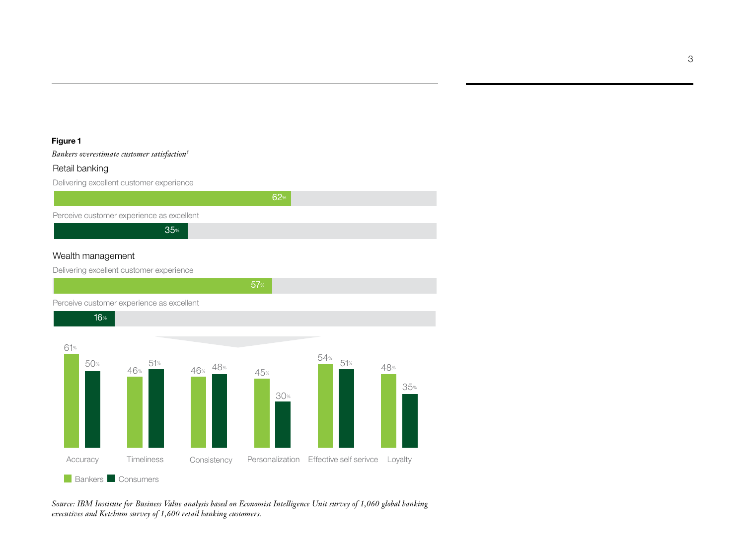**Figure 1**

*Bankers overestimate customer satisfaction*[5]

Retail banking

Delivering excellent customer experience

62%

Perceive customer experience as excellent

35%

Wealth management

Delivering excellent customer experience

57%

Perceive customer experience as excellent

16%

| | Bankers | Consumers |
|---|---|---|
| Accuracy | 61% | 50% |
| Timeliness | 46% | 51% |
| Consistency | 46% | 48% |
| Personalization | 45% | 30% |
| Effective self serivce | 54% | 51% |
| Loyalty | 48% | 35% |

*Source: IBM Institute for Business Value analysis based on Economist Intelligence Unit survey of 1,060 global banking executives and Ketchum survey of 1,600 retail banking customers.*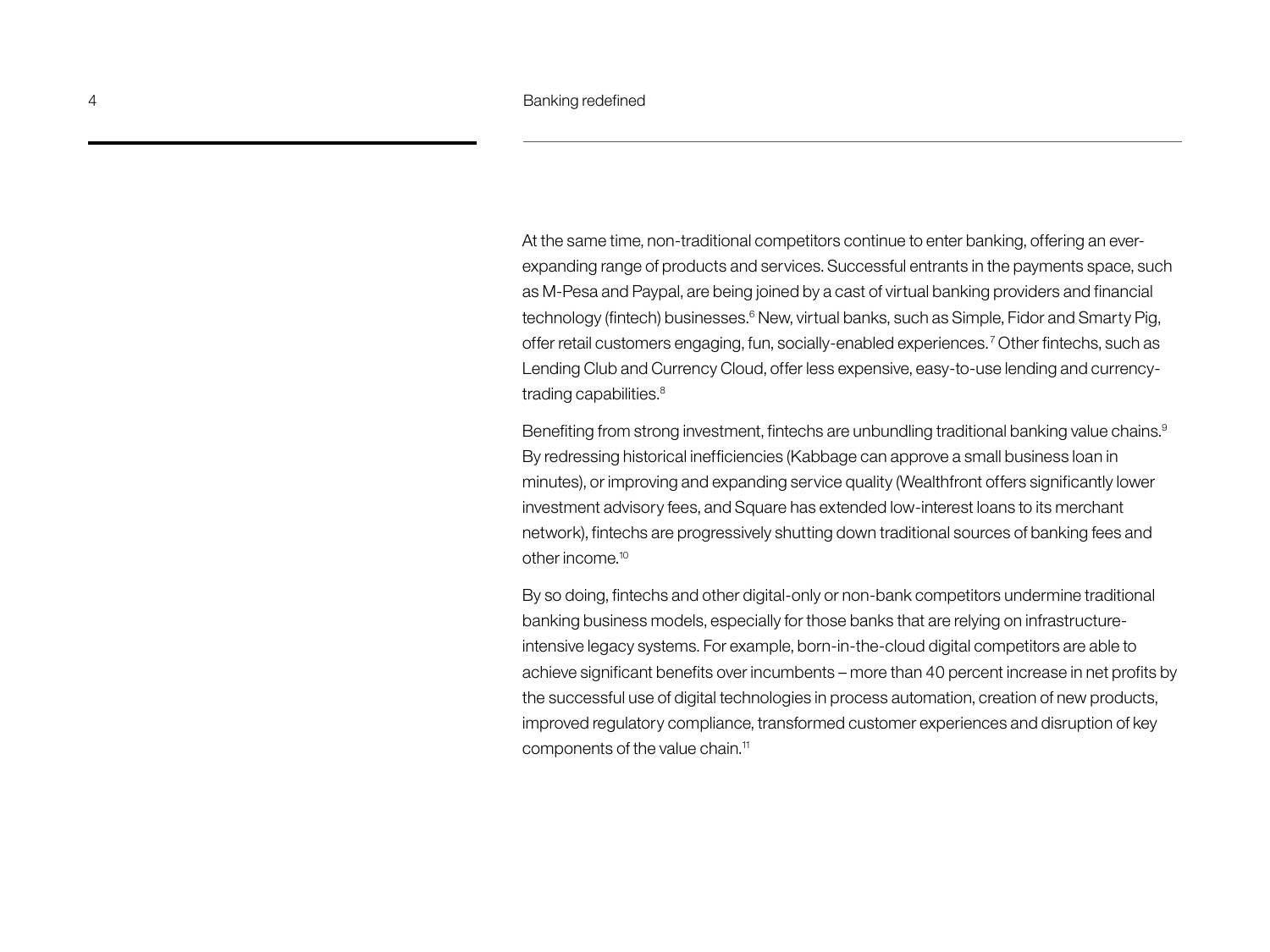At the same time, non-traditional competitors continue to enter banking, offering an ever-expanding range of products and services. Successful entrants in the payments space, such as M-Pesa and Paypal, are being joined by a cast of virtual banking providers and financial technology (fintech) businesses.[6] New, virtual banks, such as Simple, Fidor and Smarty Pig, offer retail customers engaging, fun, socially-enabled experiences.[7] Other fintechs, such as Lending Club and Currency Cloud, offer less expensive, easy-to-use lending and currency-trading capabilities.[8]

Benefiting from strong investment, fintechs are unbundling traditional banking value chains.[9] By redressing historical inefficiencies (Kabbage can approve a small business loan in minutes), or improving and expanding service quality (Wealthfront offers significantly lower investment advisory fees, and Square has extended low-interest loans to its merchant network), fintechs are progressively shutting down traditional sources of banking fees and other income.[10]

By so doing, fintechs and other digital-only or non-bank competitors undermine traditional banking business models, especially for those banks that are relying on infrastructure-intensive legacy systems. For example, born-in-the-cloud digital competitors are able to achieve significant benefits over incumbents – more than 40 percent increase in net profits by the successful use of digital technologies in process automation, creation of new products, improved regulatory compliance, transformed customer experiences and disruption of key components of the value chain.[11]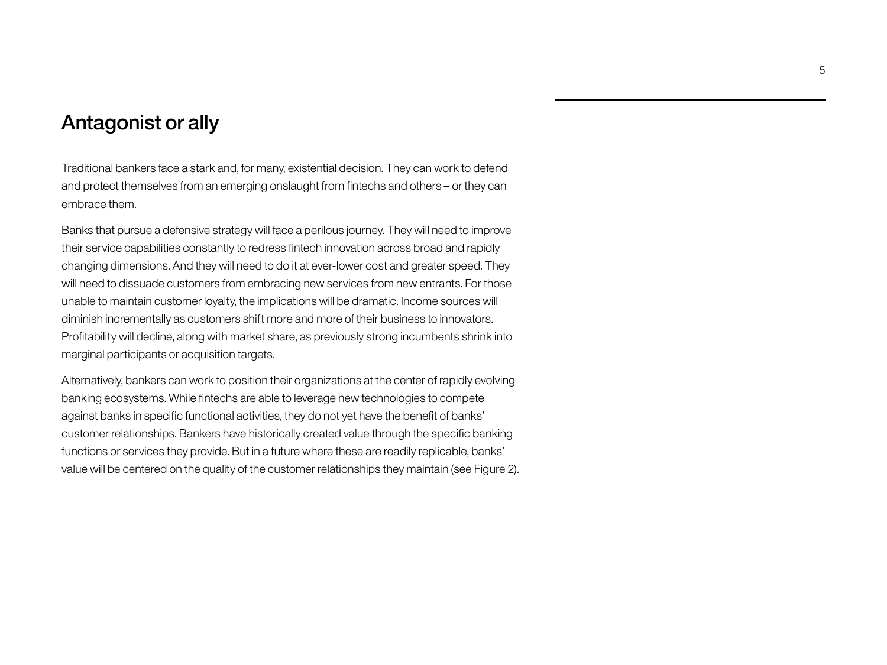## Antagonist or ally

Traditional bankers face a stark and, for many, existential decision. They can work to defend and protect themselves from an emerging onslaught from fintechs and others – or they can embrace them.

Banks that pursue a defensive strategy will face a perilous journey. They will need to improve their service capabilities constantly to redress fintech innovation across broad and rapidly changing dimensions. And they will need to do it at ever-lower cost and greater speed. They will need to dissuade customers from embracing new services from new entrants. For those unable to maintain customer loyalty, the implications will be dramatic. Income sources will diminish incrementally as customers shift more and more of their business to innovators. Profitability will decline, along with market share, as previously strong incumbents shrink into marginal participants or acquisition targets.

Alternatively, bankers can work to position their organizations at the center of rapidly evolving banking ecosystems. While fintechs are able to leverage new technologies to compete against banks in specific functional activities, they do not yet have the benefit of banks' customer relationships. Bankers have historically created value through the specific banking functions or services they provide. But in a future where these are readily replicable, banks' value will be centered on the quality of the customer relationships they maintain (see Figure 2).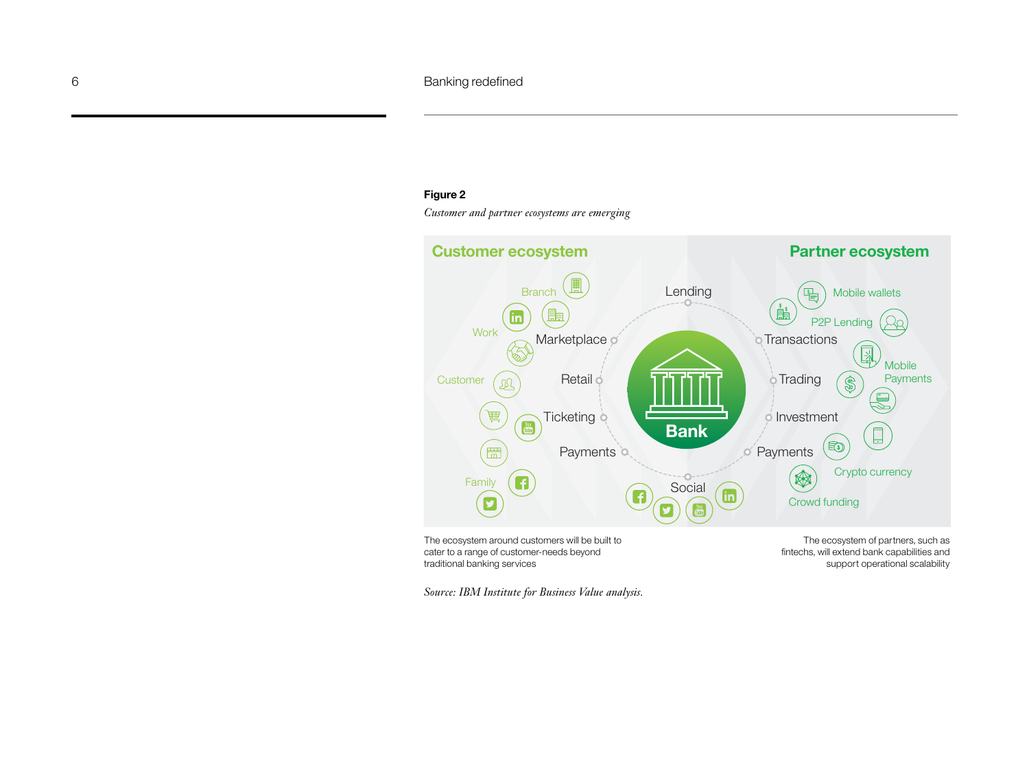**Figure 2**

*Customer and partner ecosystems are emerging*

**Customer ecosystem**

**Partner ecosystem**

Branch, Work, Customer, Family

Marketplace, Retail, Ticketing, Payments

Lending, Social

**Bank**

Transactions, Trading, Investment, Payments

Mobile wallets, P2P Lending, Mobile Payments, Crypto currency, Crowd funding

The ecosystem around customers will be built to cater to a range of customer-needs beyond traditional banking services

The ecosystem of partners, such as fintechs, will extend bank capabilities and support operational scalability

*Source: IBM Institute for Business Value analysis.*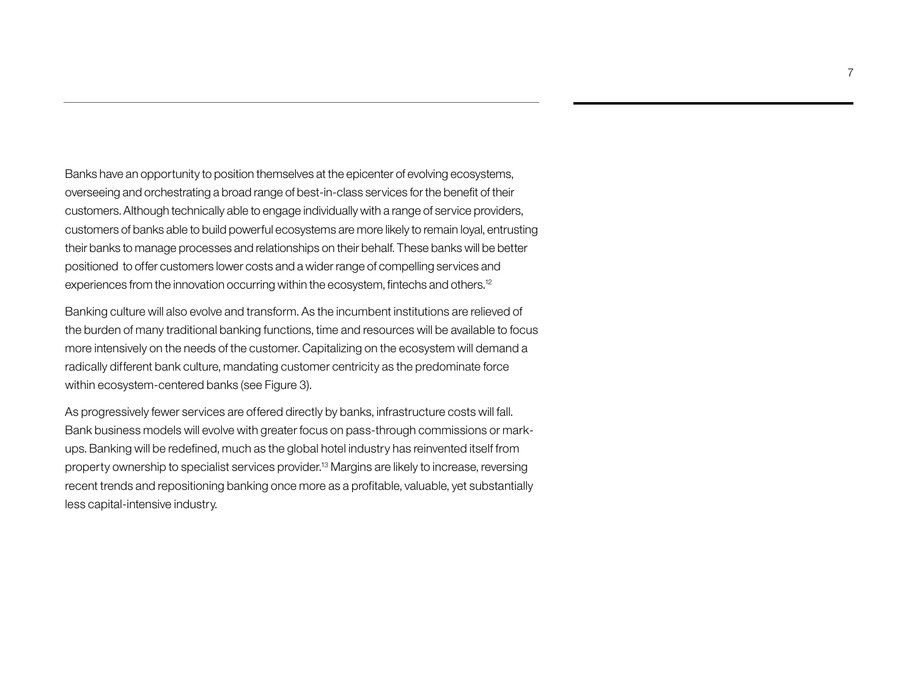Banks have an opportunity to position themselves at the epicenter of evolving ecosystems, overseeing and orchestrating a broad range of best-in-class services for the benefit of their customers. Although technically able to engage individually with a range of service providers, customers of banks able to build powerful ecosystems are more likely to remain loyal, entrusting their banks to manage processes and relationships on their behalf. These banks will be better positioned to offer customers lower costs and a wider range of compelling services and experiences from the innovation occurring within the ecosystem, fintechs and others.[12]

Banking culture will also evolve and transform. As the incumbent institutions are relieved of the burden of many traditional banking functions, time and resources will be available to focus more intensively on the needs of the customer. Capitalizing on the ecosystem will demand a radically different bank culture, mandating customer centricity as the predominate force within ecosystem-centered banks (see Figure 3).

As progressively fewer services are offered directly by banks, infrastructure costs will fall. Bank business models will evolve with greater focus on pass-through commissions or mark-ups. Banking will be redefined, much as the global hotel industry has reinvented itself from property ownership to specialist services provider.[13] Margins are likely to increase, reversing recent trends and repositioning banking once more as a profitable, valuable, yet substantially less capital-intensive industry.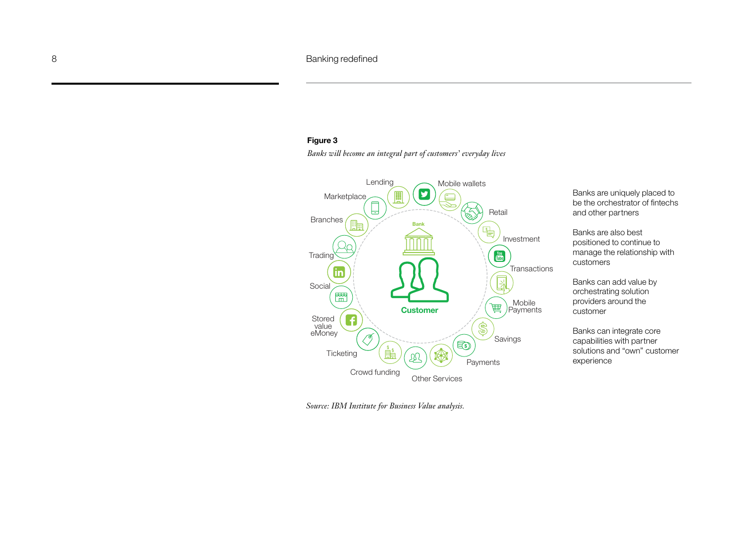**Figure 3**

*Banks will become an integral part of customers' everyday lives*

Bank

Customer

Lending

Mobile wallets

Marketplace

Retail

Branches

Investment

Trading

Transactions

Social

Mobile Payments

Stored value eMoney

Savings

Ticketing

Payments

Crowd funding

Other Services

Banks are uniquely placed to be the orchestrator of fintechs and other partners

Banks are also best positioned to continue to manage the relationship with customers

Banks can add value by orchestrating solution providers around the customer

Banks can integrate core capabilities with partner solutions and "own" customer experience

*Source: IBM Institute for Business Value analysis.*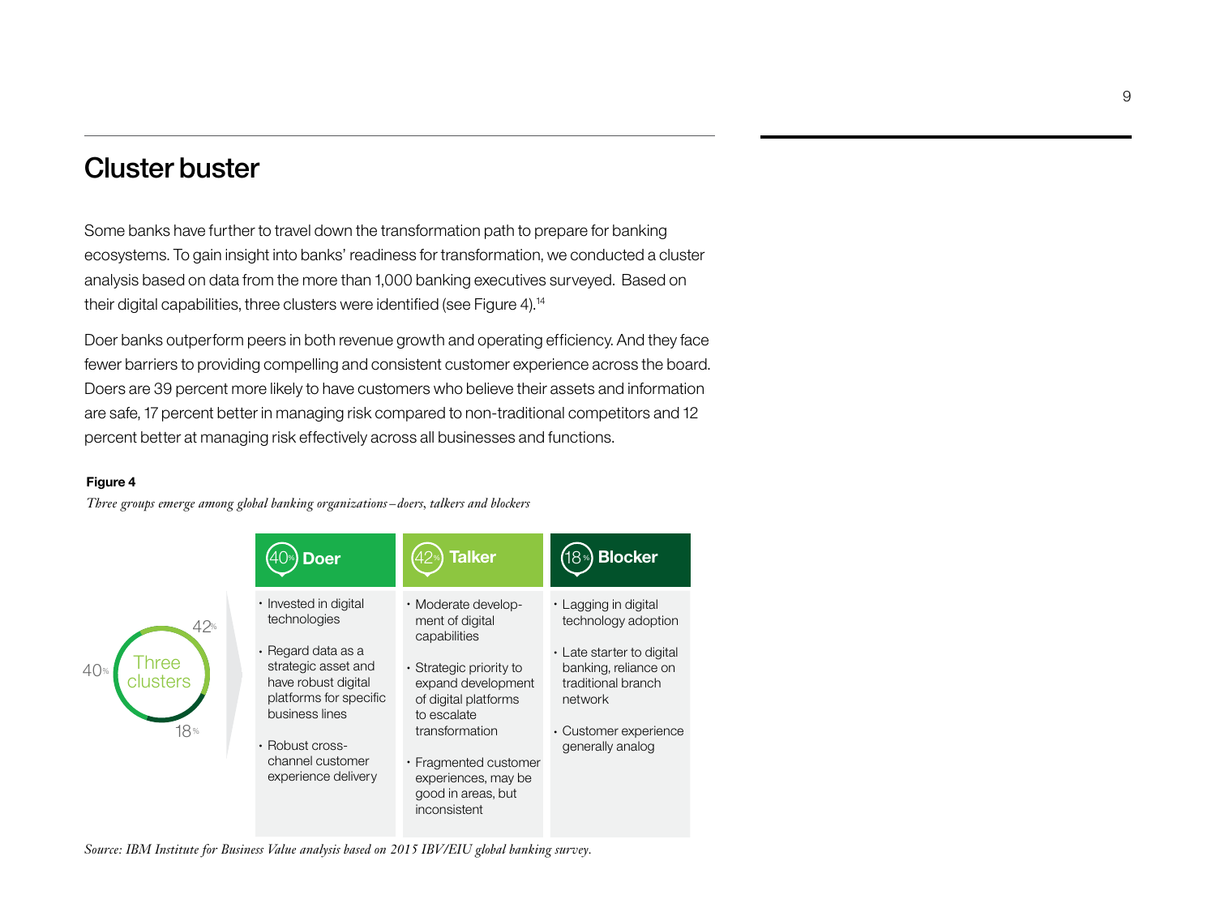## Cluster buster

Some banks have further to travel down the transformation path to prepare for banking ecosystems. To gain insight into banks' readiness for transformation, we conducted a cluster analysis based on data from the more than 1,000 banking executives surveyed. Based on their digital capabilities, three clusters were identified (see Figure 4).[14]

Doer banks outperform peers in both revenue growth and operating efficiency. And they face fewer barriers to providing compelling and consistent customer experience across the board. Doers are 39 percent more likely to have customers who believe their assets and information are safe, 17 percent better in managing risk compared to non-traditional competitors and 12 percent better at managing risk effectively across all businesses and functions.

**Figure 4**

*Three groups emerge among global banking organizations – doers, talkers and blockers*

Three clusters: 40% / 42% / 18%

| 40% Doer | 42% Talker | 18% Blocker |
|---|---|---|
| • Invested in digital technologies<br>• Regard data as a strategic asset and have robust digital platforms for specific business lines<br>• Robust cross-channel customer experience delivery | • Moderate development of digital capabilities<br>• Strategic priority to expand development of digital platforms to escalate transformation<br>• Fragmented customer experiences, may be good in areas, but inconsistent | • Lagging in digital technology adoption<br>• Late starter to digital banking, reliance on traditional branch network<br>• Customer experience generally analog |

*Source: IBM Institute for Business Value analysis based on 2015 IBV/EIU global banking survey.*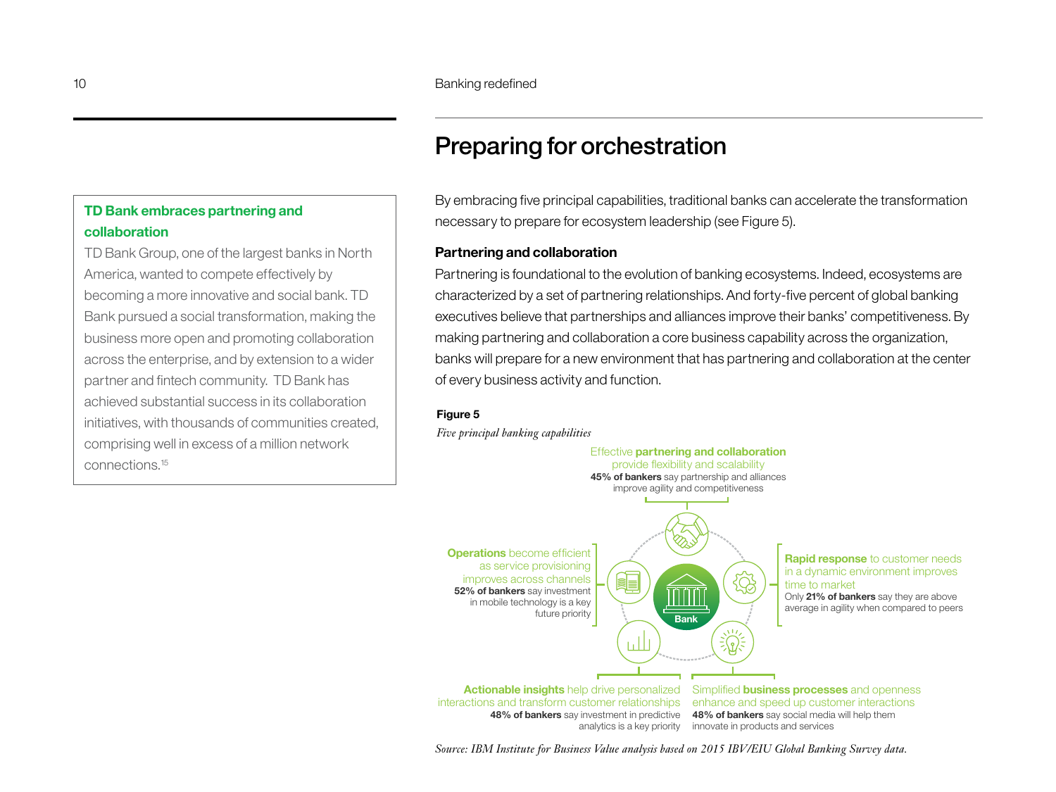## TD Bank embraces partnering and collaboration

TD Bank Group, one of the largest banks in North America, wanted to compete effectively by becoming a more innovative and social bank. TD Bank pursued a social transformation, making the business more open and promoting collaboration across the enterprise, and by extension to a wider partner and fintech community. TD Bank has achieved substantial success in its collaboration initiatives, with thousands of communities created, comprising well in excess of a million network connections.[15]

# Preparing for orchestration

By embracing five principal capabilities, traditional banks can accelerate the transformation necessary to prepare for ecosystem leadership (see Figure 5).

### Partnering and collaboration

Partnering is foundational to the evolution of banking ecosystems. Indeed, ecosystems are characterized by a set of partnering relationships. And forty-five percent of global banking executives believe that partnerships and alliances improve their banks' competitiveness. By making partnering and collaboration a core business capability across the organization, banks will prepare for a new environment that has partnering and collaboration at the center of every business activity and function.

**Figure 5**

*Five principal banking capabilities*

Effective **partnering and collaboration** provide flexibility and scalability
**45% of bankers** say partnership and alliances improve agility and competitiveness

**Rapid response** to customer needs in a dynamic environment improves time to market
Only **21% of bankers** say they are above average in agility when compared to peers

Simplified **business processes** and openness enhance and speed up customer interactions
**48% of bankers** say social media will help them innovate in products and services

**Actionable insights** help drive personalized interactions and transform customer relationships
**48% of bankers** say investment in predictive analytics is a key priority

**Operations** become efficient as service provisioning improves across channels
**52% of bankers** say investment in mobile technology is a key future priority

Bank

*Source: IBM Institute for Business Value analysis based on 2015 IBV/EIU Global Banking Survey data.*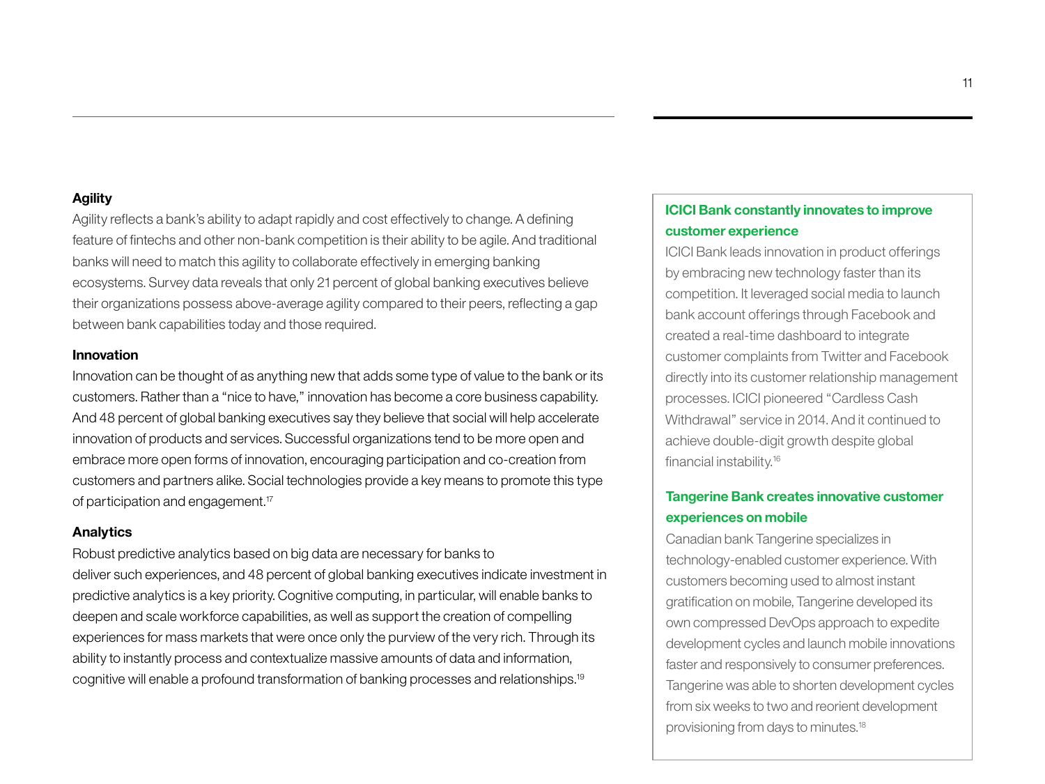### Agility

Agility reflects a bank's ability to adapt rapidly and cost effectively to change. A defining feature of fintechs and other non-bank competition is their ability to be agile. And traditional banks will need to match this agility to collaborate effectively in emerging banking ecosystems. Survey data reveals that only 21 percent of global banking executives believe their organizations possess above-average agility compared to their peers, reflecting a gap between bank capabilities today and those required.

### Innovation

Innovation can be thought of as anything new that adds some type of value to the bank or its customers. Rather than a "nice to have," innovation has become a core business capability. And 48 percent of global banking executives say they believe that social will help accelerate innovation of products and services. Successful organizations tend to be more open and embrace more open forms of innovation, encouraging participation and co-creation from customers and partners alike. Social technologies provide a key means to promote this type of participation and engagement.[17]

### Analytics

Robust predictive analytics based on big data are necessary for banks to deliver such experiences, and 48 percent of global banking executives indicate investment in predictive analytics is a key priority. Cognitive computing, in particular, will enable banks to deepen and scale workforce capabilities, as well as support the creation of compelling experiences for mass markets that were once only the purview of the very rich. Through its ability to instantly process and contextualize massive amounts of data and information, cognitive will enable a profound transformation of banking processes and relationships.[19]

### ICICI Bank constantly innovates to improve customer experience

ICICI Bank leads innovation in product offerings by embracing new technology faster than its competition. It leveraged social media to launch bank account offerings through Facebook and created a real-time dashboard to integrate customer complaints from Twitter and Facebook directly into its customer relationship management processes. ICICI pioneered "Cardless Cash Withdrawal" service in 2014. And it continued to achieve double-digit growth despite global financial instability.[16]

### Tangerine Bank creates innovative customer experiences on mobile

Canadian bank Tangerine specializes in technology-enabled customer experience. With customers becoming used to almost instant gratification on mobile, Tangerine developed its own compressed DevOps approach to expedite development cycles and launch mobile innovations faster and responsively to consumer preferences. Tangerine was able to shorten development cycles from six weeks to two and reorient development provisioning from days to minutes.[18]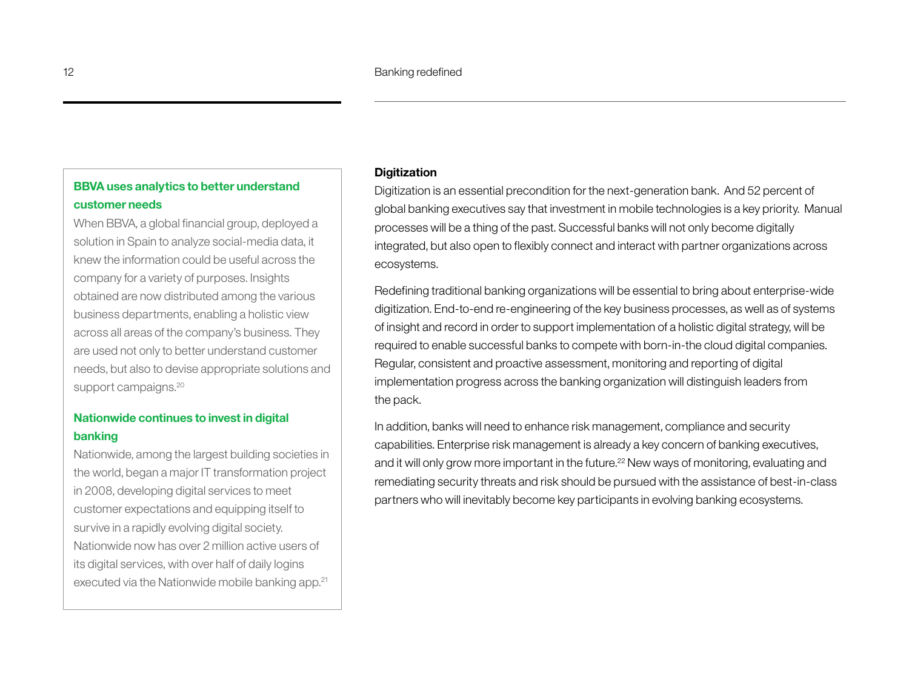### BBVA uses analytics to better understand customer needs

When BBVA, a global financial group, deployed a solution in Spain to analyze social-media data, it knew the information could be useful across the company for a variety of purposes. Insights obtained are now distributed among the various business departments, enabling a holistic view across all areas of the company's business. They are used not only to better understand customer needs, but also to devise appropriate solutions and support campaigns.[20]

### Nationwide continues to invest in digital banking

Nationwide, among the largest building societies in the world, began a major IT transformation project in 2008, developing digital services to meet customer expectations and equipping itself to survive in a rapidly evolving digital society. Nationwide now has over 2 million active users of its digital services, with over half of daily logins executed via the Nationwide mobile banking app.[21]

**Digitization**

Digitization is an essential precondition for the next-generation bank. And 52 percent of global banking executives say that investment in mobile technologies is a key priority. Manual processes will be a thing of the past. Successful banks will not only become digitally integrated, but also open to flexibly connect and interact with partner organizations across ecosystems.

Redefining traditional banking organizations will be essential to bring about enterprise-wide digitization. End-to-end re-engineering of the key business processes, as well as of systems of insight and record in order to support implementation of a holistic digital strategy, will be required to enable successful banks to compete with born-in-the cloud digital companies. Regular, consistent and proactive assessment, monitoring and reporting of digital implementation progress across the banking organization will distinguish leaders from the pack.

In addition, banks will need to enhance risk management, compliance and security capabilities. Enterprise risk management is already a key concern of banking executives, and it will only grow more important in the future.[22] New ways of monitoring, evaluating and remediating security threats and risk should be pursued with the assistance of best-in-class partners who will inevitably become key participants in evolving banking ecosystems.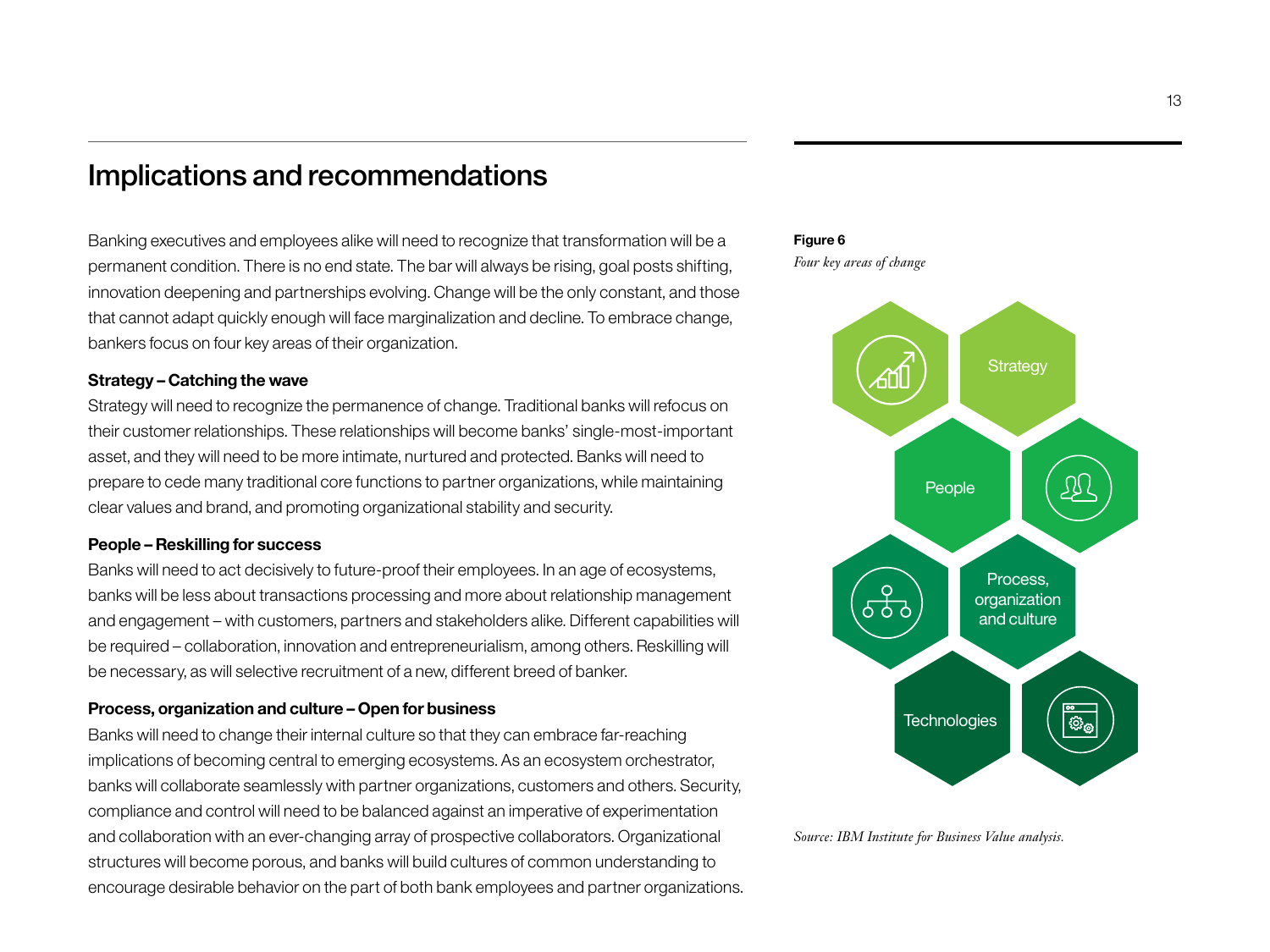# Implications and recommendations

Banking executives and employees alike will need to recognize that transformation will be a permanent condition. There is no end state. The bar will always be rising, goal posts shifting, innovation deepening and partnerships evolving. Change will be the only constant, and those that cannot adapt quickly enough will face marginalization and decline. To embrace change, bankers focus on four key areas of their organization.

**Strategy – Catching the wave**

Strategy will need to recognize the permanence of change. Traditional banks will refocus on their customer relationships. These relationships will become banks' single-most-important asset, and they will need to be more intimate, nurtured and protected. Banks will need to prepare to cede many traditional core functions to partner organizations, while maintaining clear values and brand, and promoting organizational stability and security.

**People – Reskilling for success**

Banks will need to act decisively to future-proof their employees. In an age of ecosystems, banks will be less about transactions processing and more about relationship management and engagement – with customers, partners and stakeholders alike. Different capabilities will be required – collaboration, innovation and entrepreneurialism, among others. Reskilling will be necessary, as will selective recruitment of a new, different breed of banker.

**Process, organization and culture – Open for business**

Banks will need to change their internal culture so that they can embrace far-reaching implications of becoming central to emerging ecosystems. As an ecosystem orchestrator, banks will collaborate seamlessly with partner organizations, customers and others. Security, compliance and control will need to be balanced against an imperative of experimentation and collaboration with an ever-changing array of prospective collaborators. Organizational structures will become porous, and banks will build cultures of common understanding to encourage desirable behavior on the part of both bank employees and partner organizations.

**Figure 6**

*Four key areas of change*

Strategy

People

Process, organization and culture

Technologies

*Source: IBM Institute for Business Value analysis.*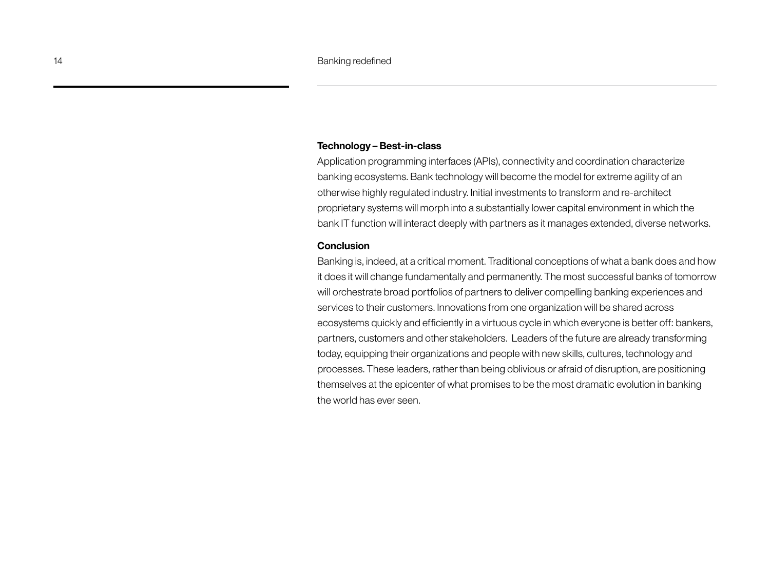**Technology – Best-in-class**

Application programming interfaces (APIs), connectivity and coordination characterize banking ecosystems. Bank technology will become the model for extreme agility of an otherwise highly regulated industry. Initial investments to transform and re-architect proprietary systems will morph into a substantially lower capital environment in which the bank IT function will interact deeply with partners as it manages extended, diverse networks.

**Conclusion**

Banking is, indeed, at a critical moment. Traditional conceptions of what a bank does and how it does it will change fundamentally and permanently. The most successful banks of tomorrow will orchestrate broad portfolios of partners to deliver compelling banking experiences and services to their customers. Innovations from one organization will be shared across ecosystems quickly and efficiently in a virtuous cycle in which everyone is better off: bankers, partners, customers and other stakeholders. Leaders of the future are already transforming today, equipping their organizations and people with new skills, cultures, technology and processes. These leaders, rather than being oblivious or afraid of disruption, are positioning themselves at the epicenter of what promises to be the most dramatic evolution in banking the world has ever seen.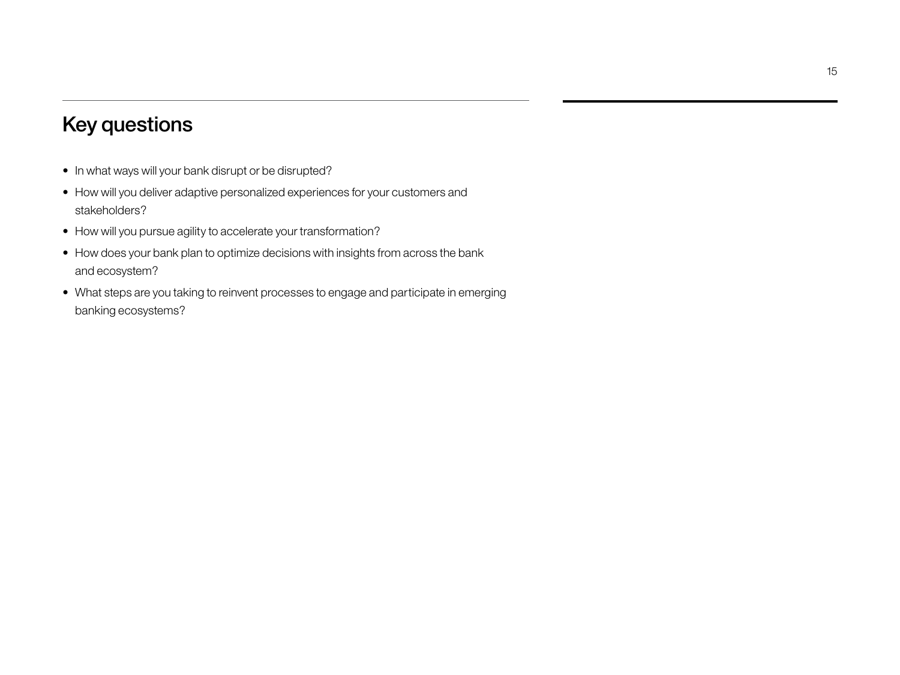## Key questions

- In what ways will your bank disrupt or be disrupted?
- How will you deliver adaptive personalized experiences for your customers and stakeholders?
- How will you pursue agility to accelerate your transformation?
- How does your bank plan to optimize decisions with insights from across the bank and ecosystem?
- What steps are you taking to reinvent processes to engage and participate in emerging banking ecosystems?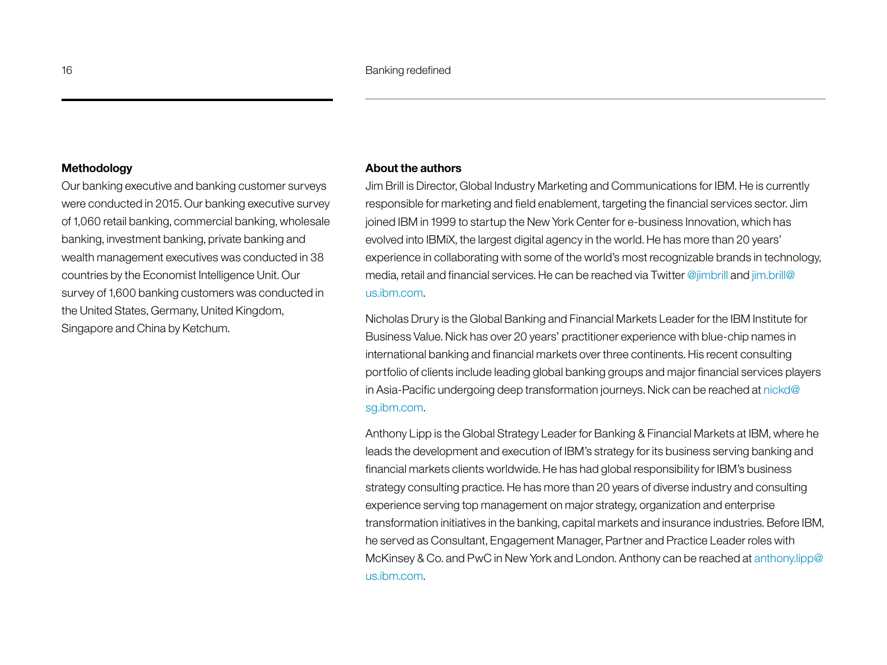## Methodology

Our banking executive and banking customer surveys were conducted in 2015. Our banking executive survey of 1,060 retail banking, commercial banking, wholesale banking, investment banking, private banking and wealth management executives was conducted in 38 countries by the Economist Intelligence Unit. Our survey of 1,600 banking customers was conducted in the United States, Germany, United Kingdom, Singapore and China by Ketchum.

## About the authors

Jim Brill is Director, Global Industry Marketing and Communications for IBM. He is currently responsible for marketing and field enablement, targeting the financial services sector. Jim joined IBM in 1999 to startup the New York Center for e-business Innovation, which has evolved into IBMiX, the largest digital agency in the world. He has more than 20 years' experience in collaborating with some of the world's most recognizable brands in technology, media, retail and financial services. He can be reached via Twitter @jimbrill and jim.brill@us.ibm.com.

Nicholas Drury is the Global Banking and Financial Markets Leader for the IBM Institute for Business Value. Nick has over 20 years' practitioner experience with blue-chip names in international banking and financial markets over three continents. His recent consulting portfolio of clients include leading global banking groups and major financial services players in Asia-Pacific undergoing deep transformation journeys. Nick can be reached at nickd@sg.ibm.com.

Anthony Lipp is the Global Strategy Leader for Banking & Financial Markets at IBM, where he leads the development and execution of IBM's strategy for its business serving banking and financial markets clients worldwide. He has had global responsibility for IBM's business strategy consulting practice. He has more than 20 years of diverse industry and consulting experience serving top management on major strategy, organization and enterprise transformation initiatives in the banking, capital markets and insurance industries. Before IBM, he served as Consultant, Engagement Manager, Partner and Practice Leader roles with McKinsey & Co. and PwC in New York and London. Anthony can be reached at anthony.lipp@us.ibm.com.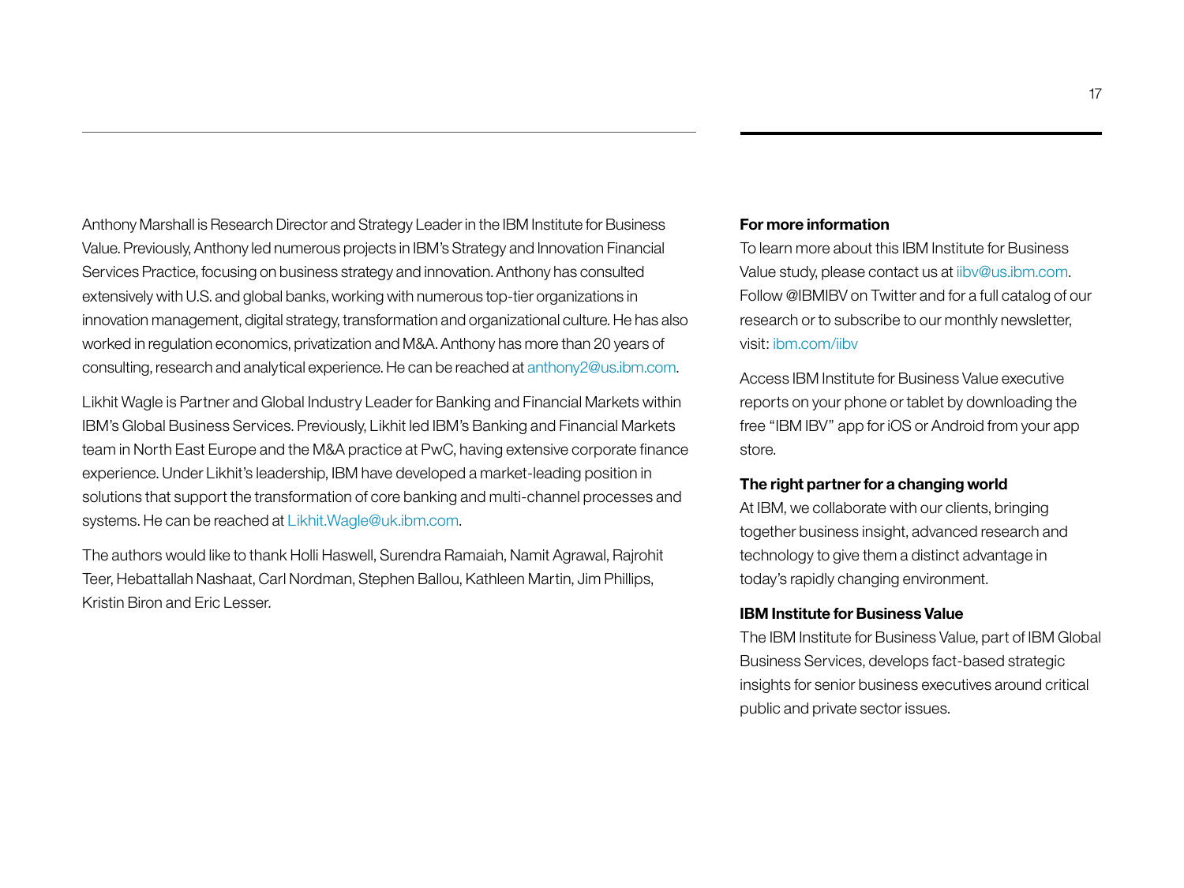Anthony Marshall is Research Director and Strategy Leader in the IBM Institute for Business Value. Previously, Anthony led numerous projects in IBM's Strategy and Innovation Financial Services Practice, focusing on business strategy and innovation. Anthony has consulted extensively with U.S. and global banks, working with numerous top-tier organizations in innovation management, digital strategy, transformation and organizational culture. He has also worked in regulation economics, privatization and M&A. Anthony has more than 20 years of consulting, research and analytical experience. He can be reached at anthony2@us.ibm.com.

Likhit Wagle is Partner and Global Industry Leader for Banking and Financial Markets within IBM's Global Business Services. Previously, Likhit led IBM's Banking and Financial Markets team in North East Europe and the M&A practice at PwC, having extensive corporate finance experience. Under Likhit's leadership, IBM have developed a market-leading position in solutions that support the transformation of core banking and multi-channel processes and systems. He can be reached at Likhit.Wagle@uk.ibm.com.

The authors would like to thank Holli Haswell, Surendra Ramaiah, Namit Agrawal, Rajrohit Teer, Hebattallah Nashaat, Carl Nordman, Stephen Ballou, Kathleen Martin, Jim Phillips, Kristin Biron and Eric Lesser.

**For more information**

To learn more about this IBM Institute for Business Value study, please contact us at iibv@us.ibm.com. Follow @IBMIBV on Twitter and for a full catalog of our research or to subscribe to our monthly newsletter, visit: ibm.com/iibv

Access IBM Institute for Business Value executive reports on your phone or tablet by downloading the free "IBM IBV" app for iOS or Android from your app store.

**The right partner for a changing world**

At IBM, we collaborate with our clients, bringing together business insight, advanced research and technology to give them a distinct advantage in today's rapidly changing environment.

**IBM Institute for Business Value**

The IBM Institute for Business Value, part of IBM Global Business Services, develops fact-based strategic insights for senior business executives around critical public and private sector issues.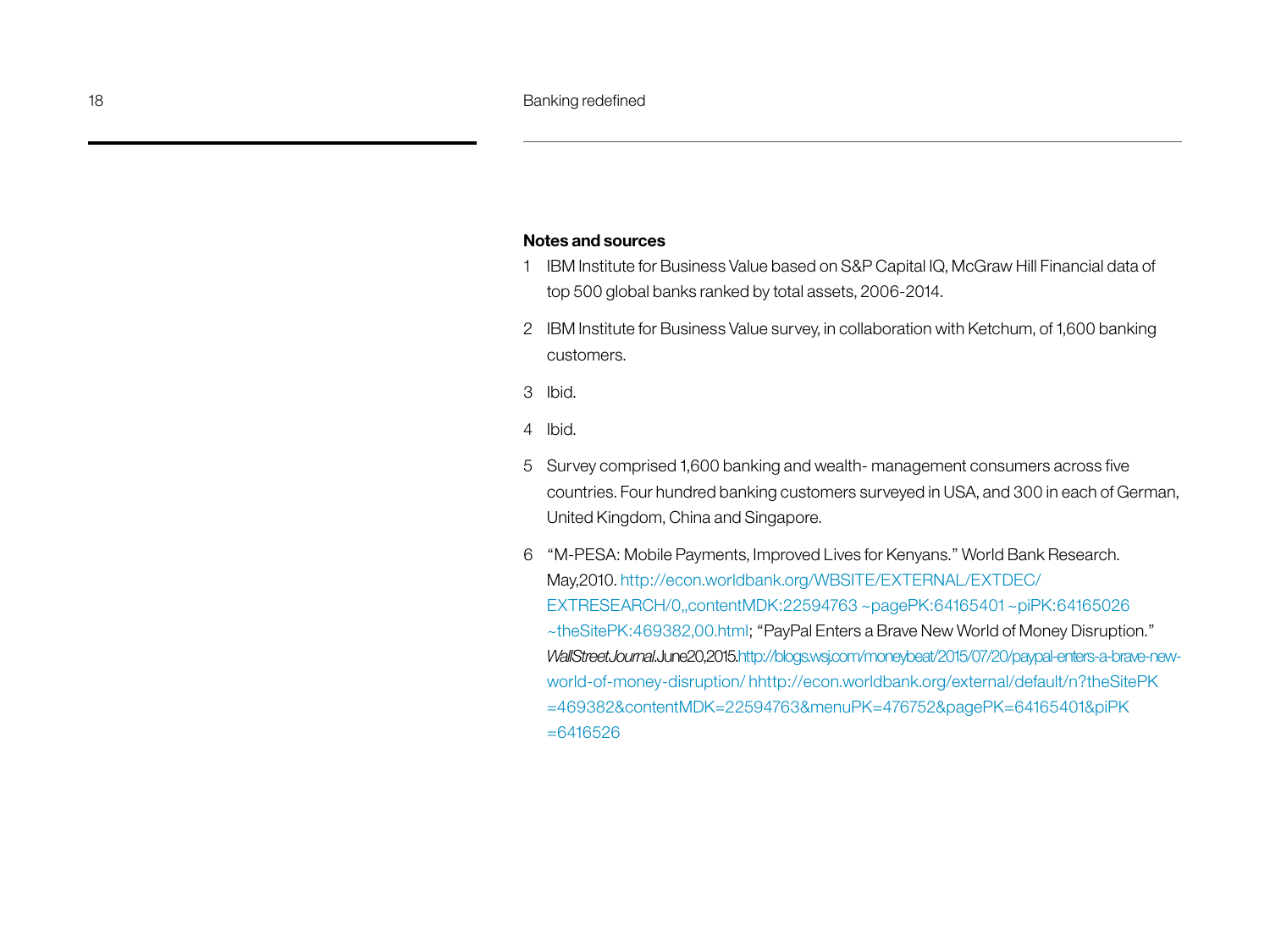## Notes and sources

1. IBM Institute for Business Value based on S&P Capital IQ, McGraw Hill Financial data of top 500 global banks ranked by total assets, 2006-2014.
2. IBM Institute for Business Value survey, in collaboration with Ketchum, of 1,600 banking customers.
3. Ibid.
4. Ibid.
5. Survey comprised 1,600 banking and wealth- management consumers across five countries. Four hundred banking customers surveyed in USA, and 300 in each of German, United Kingdom, China and Singapore.
6. "M-PESA: Mobile Payments, Improved Lives for Kenyans." World Bank Research. May,2010. http://econ.worldbank.org/WBSITE/EXTERNAL/EXTDEC/EXTRESEARCH/0,,contentMDK:22594763 ~pagePK:64165401 ~piPK:64165026 ~theSitePK:469382,00.html; "PayPal Enters a Brave New World of Money Disruption." *Wall Street Journal*. June 20, 2015. http://blogs.wsj.com/moneybeat/2015/07/20/paypal-enters-a-brave-new-world-of-money-disruption/ hhttp://econ.worldbank.org/external/default/n?theSitePK =469382&contentMDK=22594763&menuPK=476752&pagePK=64165401&piPK =6416526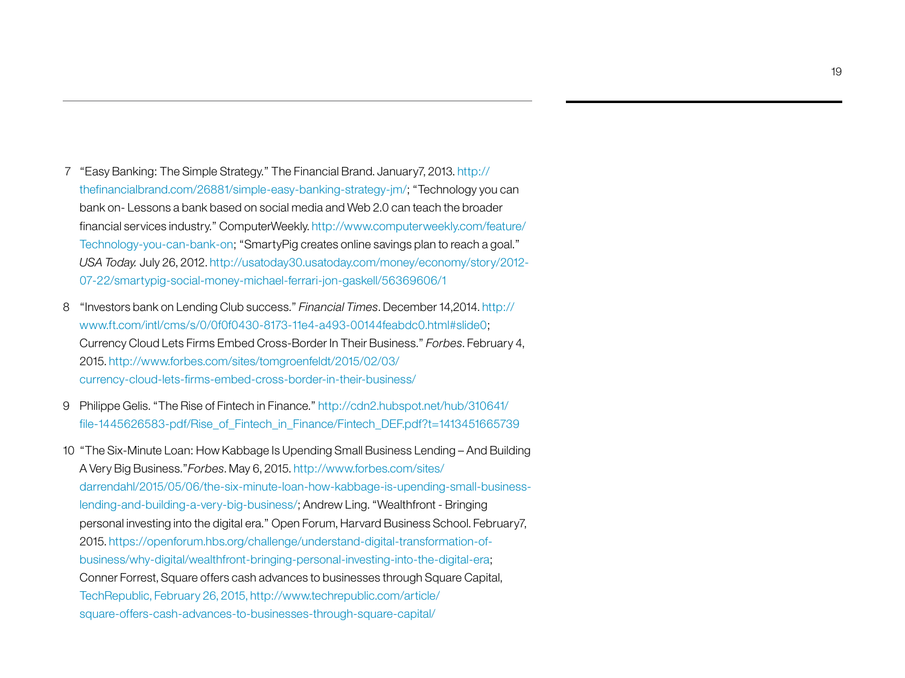7 "Easy Banking: The Simple Strategy." The Financial Brand. January7, 2013. http://thefinancialbrand.com/26881/simple-easy-banking-strategy-jm/; "Technology you can bank on- Lessons a bank based on social media and Web 2.0 can teach the broader financial services industry." ComputerWeekly. http://www.computerweekly.com/feature/Technology-you-can-bank-on; "SmartyPig creates online savings plan to reach a goal." *USA Today.* July 26, 2012. http://usatoday30.usatoday.com/money/economy/story/2012-07-22/smartypig-social-money-michael-ferrari-jon-gaskell/56369606/1

8 "Investors bank on Lending Club success." *Financial Times*. December 14,2014. http://www.ft.com/intl/cms/s/0/0f0f0430-8173-11e4-a493-00144feabdc0.html#slide0; Currency Cloud Lets Firms Embed Cross-Border In Their Business." *Forbes*. February 4, 2015. http://www.forbes.com/sites/tomgroenfeldt/2015/02/03/currency-cloud-lets-firms-embed-cross-border-in-their-business/

9 Philippe Gelis. "The Rise of Fintech in Finance." http://cdn2.hubspot.net/hub/310641/file-1445626583-pdf/Rise_of_Fintech_in_Finance/Fintech_DEF.pdf?t=1413451665739

10 "The Six-Minute Loan: How Kabbage Is Upending Small Business Lending – And Building A Very Big Business."*Forbes*. May 6, 2015. http://www.forbes.com/sites/darrendahl/2015/05/06/the-six-minute-loan-how-kabbage-is-upending-small-business-lending-and-building-a-very-big-business/; Andrew Ling. "Wealthfront - Bringing personal investing into the digital era." Open Forum, Harvard Business School. February7, 2015. https://openforum.hbs.org/challenge/understand-digital-transformation-of-business/why-digital/wealthfront-bringing-personal-investing-into-the-digital-era; Conner Forrest, Square offers cash advances to businesses through Square Capital, TechRepublic, February 26, 2015, http://www.techrepublic.com/article/square-offers-cash-advances-to-businesses-through-square-capital/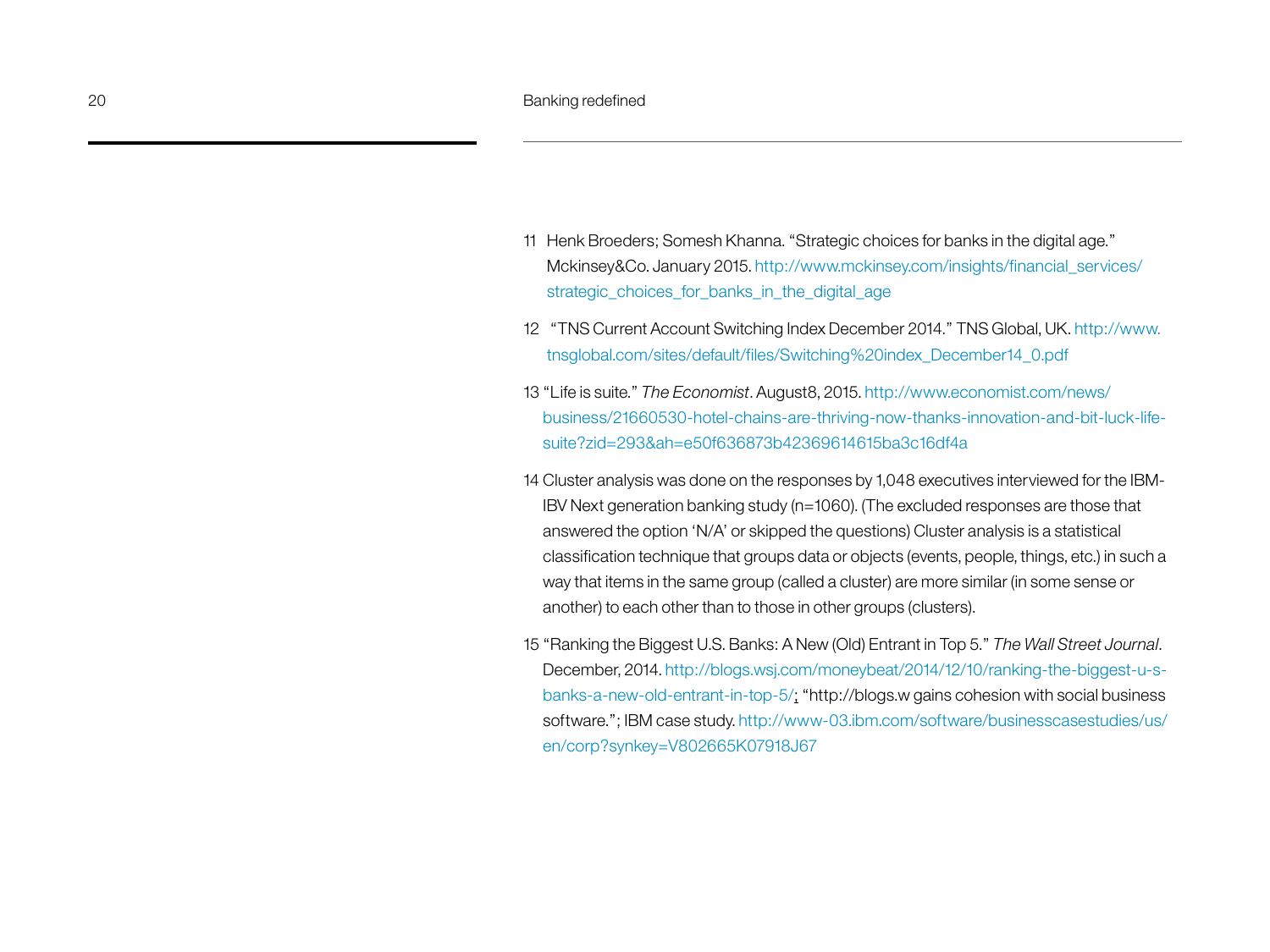11 Henk Broeders; Somesh Khanna. "Strategic choices for banks in the digital age." Mckinsey&Co. January 2015. http://www.mckinsey.com/insights/financial_services/strategic_choices_for_banks_in_the_digital_age

12 "TNS Current Account Switching Index December 2014." TNS Global, UK. http://www.tnsglobal.com/sites/default/files/Switching%20index_December14_0.pdf

13 "Life is suite." *The Economist*. August8, 2015. http://www.economist.com/news/business/21660530-hotel-chains-are-thriving-now-thanks-innovation-and-bit-luck-life-suite?zid=293&ah=e50f636873b42369614615ba3c16df4a

14 Cluster analysis was done on the responses by 1,048 executives interviewed for the IBM-IBV Next generation banking study (n=1060). (The excluded responses are those that answered the option 'N/A' or skipped the questions) Cluster analysis is a statistical classification technique that groups data or objects (events, people, things, etc.) in such a way that items in the same group (called a cluster) are more similar (in some sense or another) to each other than to those in other groups (clusters).

15 "Ranking the Biggest U.S. Banks: A New (Old) Entrant in Top 5." *The Wall Street Journal*. December, 2014. http://blogs.wsj.com/moneybeat/2014/12/10/ranking-the-biggest-u-s-banks-a-new-old-entrant-in-top-5/; "http://blogs.w gains cohesion with social business software."; IBM case study. http://www-03.ibm.com/software/businesscasestudies/us/en/corp?synkey=V802665K07918J67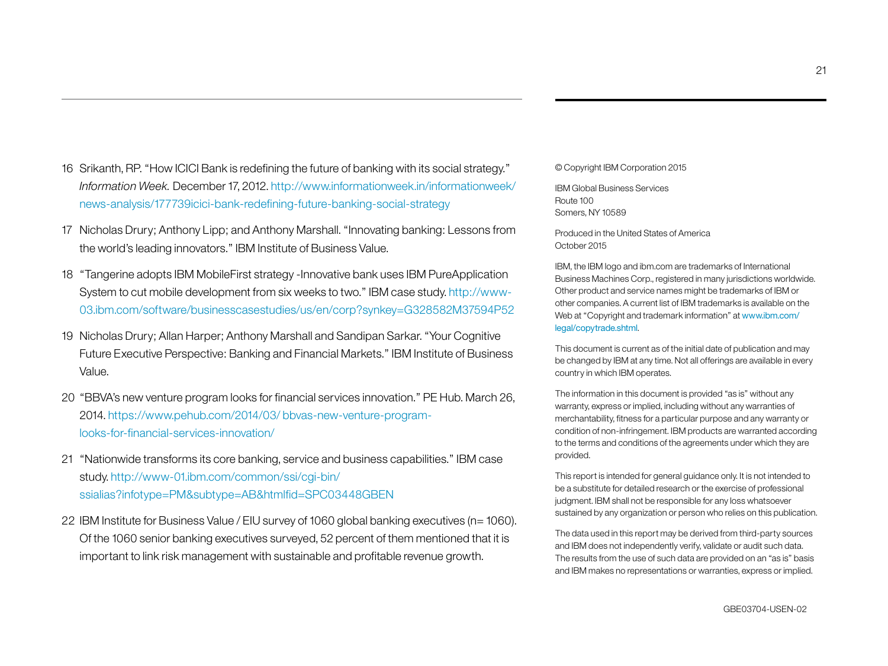16 Srikanth, RP. "How ICICI Bank is redefining the future of banking with its social strategy." *Information Week.* December 17, 2012. http://www.informationweek.in/informationweek/news-analysis/177739icici-bank-redefining-future-banking-social-strategy

17 Nicholas Drury; Anthony Lipp; and Anthony Marshall. "Innovating banking: Lessons from the world's leading innovators." IBM Institute of Business Value.

18 "Tangerine adopts IBM MobileFirst strategy -Innovative bank uses IBM PureApplication System to cut mobile development from six weeks to two." IBM case study. http://www-03.ibm.com/software/businesscasestudies/us/en/corp?synkey=G328582M37594P52

19 Nicholas Drury; Allan Harper; Anthony Marshall and Sandipan Sarkar. "Your Cognitive Future Executive Perspective: Banking and Financial Markets." IBM Institute of Business Value.

20 "BBVA's new venture program looks for financial services innovation." PE Hub. March 26, 2014. https://www.pehub.com/2014/03/ bbvas-new-venture-program-looks-for-financial-services-innovation/

21 "Nationwide transforms its core banking, service and business capabilities." IBM case study. http://www-01.ibm.com/common/ssi/cgi-bin/ssialias?infotype=PM&subtype=AB&htmlfid=SPC03448GBEN

22 IBM Institute for Business Value / EIU survey of 1060 global banking executives (n= 1060). Of the 1060 senior banking executives surveyed, 52 percent of them mentioned that it is important to link risk management with sustainable and profitable revenue growth.

© Copyright IBM Corporation 2015

IBM Global Business Services
Route 100
Somers, NY 10589

Produced in the United States of America
October 2015

IBM, the IBM logo and ibm.com are trademarks of International Business Machines Corp., registered in many jurisdictions worldwide. Other product and service names might be trademarks of IBM or other companies. A current list of IBM trademarks is available on the Web at "Copyright and trademark information" at www.ibm.com/legal/copytrade.shtml.

This document is current as of the initial date of publication and may be changed by IBM at any time. Not all offerings are available in every country in which IBM operates.

The information in this document is provided "as is" without any warranty, express or implied, including without any warranties of merchantability, fitness for a particular purpose and any warranty or condition of non-infringement. IBM products are warranted according to the terms and conditions of the agreements under which they are provided.

This report is intended for general guidance only. It is not intended to be a substitute for detailed research or the exercise of professional judgment. IBM shall not be responsible for any loss whatsoever sustained by any organization or person who relies on this publication.

The data used in this report may be derived from third-party sources and IBM does not independently verify, validate or audit such data. The results from the use of such data are provided on an "as is" basis and IBM makes no representations or warranties, express or implied.

GBE03704-USEN-02